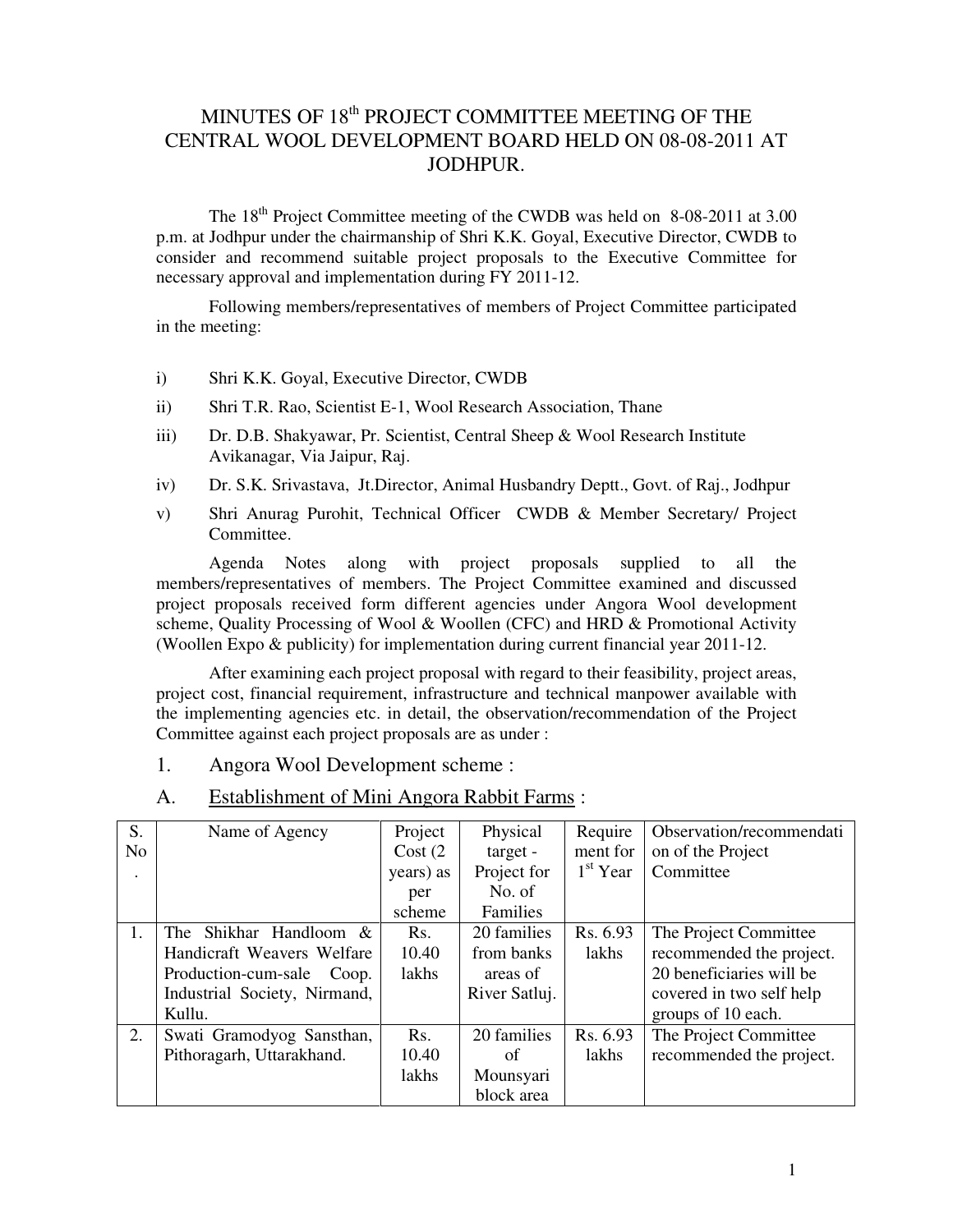# MINUTES OF 18th PROJECT COMMITTEE MEETING OF THE CENTRAL WOOL DEVELOPMENT BOARD HELD ON 08-08-2011 AT JODHPUR.

The 18th Project Committee meeting of the CWDB was held on 8-08-2011 at 3.00 p.m. at Jodhpur under the chairmanship of Shri K.K. Goyal, Executive Director, CWDB to consider and recommend suitable project proposals to the Executive Committee for necessary approval and implementation during FY 2011-12.

Following members/representatives of members of Project Committee participated in the meeting:

i) Shri K.K. Goyal, Executive Director, CWDB

ii) Shri T.R. Rao, Scientist E-1, Wool Research Association, Thane

iii) Dr. D.B. Shakyawar, Pr. Scientist, Central Sheep & Wool Research Institute Avikanagar, Via Jaipur, Raj.

iv) Dr. S.K. Srivastava, Jt.Director, Animal Husbandry Deptt., Govt. of Raj., Jodhpur

v) Shri Anurag Purohit, Technical Officer CWDB & Member Secretary/ Project Committee.

Agenda Notes along with project proposals supplied to all the members/representatives of members. The Project Committee examined and discussed project proposals received form different agencies under Angora Wool development scheme, Quality Processing of Wool & Woollen (CFC) and HRD & Promotional Activity (Woollen Expo & publicity) for implementation during current financial year 2011-12.

After examining each project proposal with regard to their feasibility, project areas, project cost, financial requirement, infrastructure and technical manpower available with the implementing agencies etc. in detail, the observation/recommendation of the Project Committee against each project proposals are as under :

1. Angora Wool Development scheme :

A. Establishment of Mini Angora Rabbit Farms :

| S. No. | Name of Agency | Project Cost (2 years) as per scheme | Physical target - Project for No. of Families | Requirement for 1st Year | Observation/recommendation of the Project Committee |
|---|---|---|---|---|---|
| 1. | The Shikhar Handloom & Handicraft Weavers Welfare Production-cum-sale Coop. Industrial Society, Nirmand, Kullu. | Rs. 10.40 lakhs | 20 families from banks areas of River Satluj. | Rs. 6.93 lakhs | The Project Committee recommended the project. 20 beneficiaries will be covered in two self help groups of 10 each. |
| 2. | Swati Gramodyog Sansthan, Pithoragarh, Uttarakhand. | Rs. 10.40 lakhs | 20 families of Mounsyari block area | Rs. 6.93 lakhs | The Project Committee recommended the project. |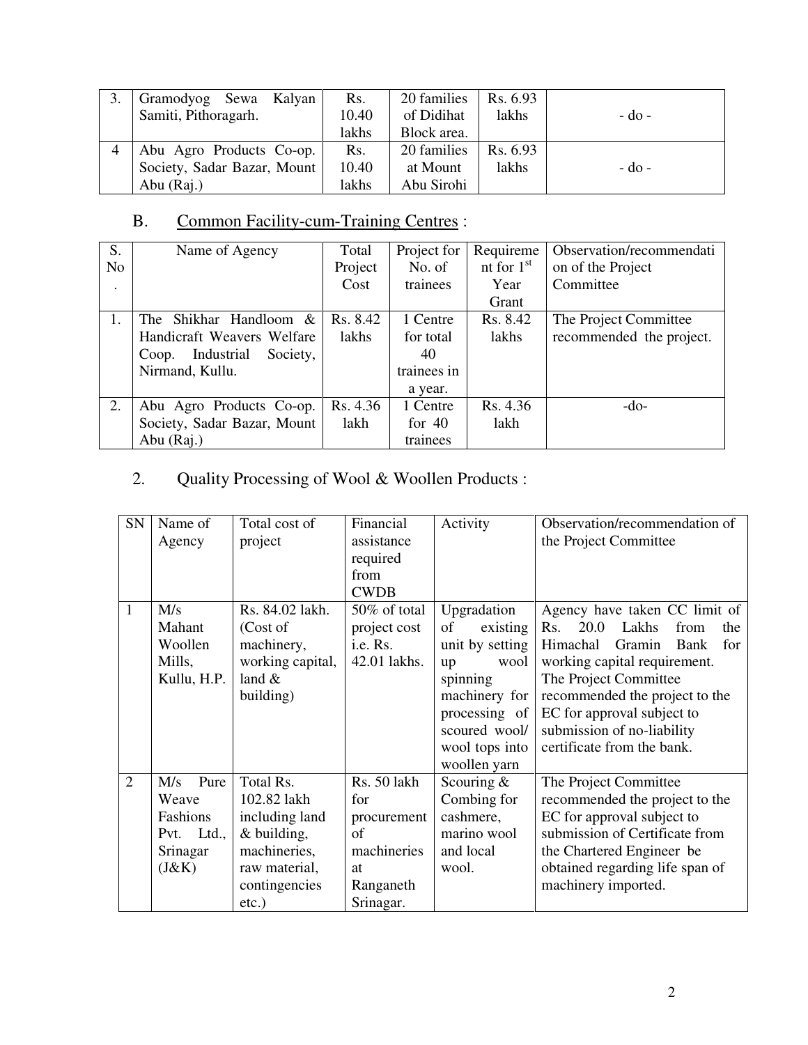| 3. | Gramodyog Sewa Kalyan Samiti, Pithoragarh. | Rs. 10.40 lakhs | 20 families of Didihat Block area. | Rs. 6.93 lakhs | - do - |
|---|---|---|---|---|---|
| 4 | Abu Agro Products Co-op. Society, Sadar Bazar, Mount Abu (Raj.) | Rs. 10.40 lakhs | 20 families at Mount Abu Sirohi | Rs. 6.93 lakhs | - do - |

B. Common Facility-cum-Training Centres :

| S. No. | Name of Agency | Total Project Cost | Project for No. of trainees | Requirement for 1st Year Grant | Observation/recommendation of the Project Committee |
|---|---|---|---|---|---|
| 1. | The Shikhar Handloom & Handicraft Weavers Welfare Coop. Industrial Society, Nirmand, Kullu. | Rs. 8.42 lakhs | 1 Centre for total 40 trainees in a year. | Rs. 8.42 lakhs | The Project Committee recommended the project. |
| 2. | Abu Agro Products Co-op. Society, Sadar Bazar, Mount Abu (Raj.) | Rs. 4.36 lakh | 1 Centre for 40 trainees | Rs. 4.36 lakh | -do- |

2. Quality Processing of Wool & Woollen Products :

| SN | Name of Agency | Total cost of project | Financial assistance required from CWDB | Activity | Observation/recommendation of the Project Committee |
|---|---|---|---|---|---|
| 1 | M/s Mahant Woollen Mills, Kullu, H.P. | Rs. 84.02 lakh. (Cost of machinery, working capital, land & building) | 50% of total project cost i.e. Rs. 42.01 lakhs. | Upgradation of existing unit by setting up wool spinning machinery for processing of scoured wool/ wool tops into woollen yarn | Agency have taken CC limit of Rs. 20.0 Lakhs from the Himachal Gramin Bank for working capital requirement. The Project Committee recommended the project to the EC for approval subject to submission of no-liability certificate from the bank. |
| 2 | M/s Pure Weave Fashions Pvt. Ltd., Srinagar (J&K) | Total Rs. 102.82 lakh including land & building, machineries, raw material, contingencies etc.) | Rs. 50 lakh for procurement of machineries at Ranganeth Srinagar. | Scouring & Combing for cashmere, marino wool and local wool. | The Project Committee recommended the project to the EC for approval subject to submission of Certificate from the Chartered Engineer be obtained regarding life span of machinery imported. |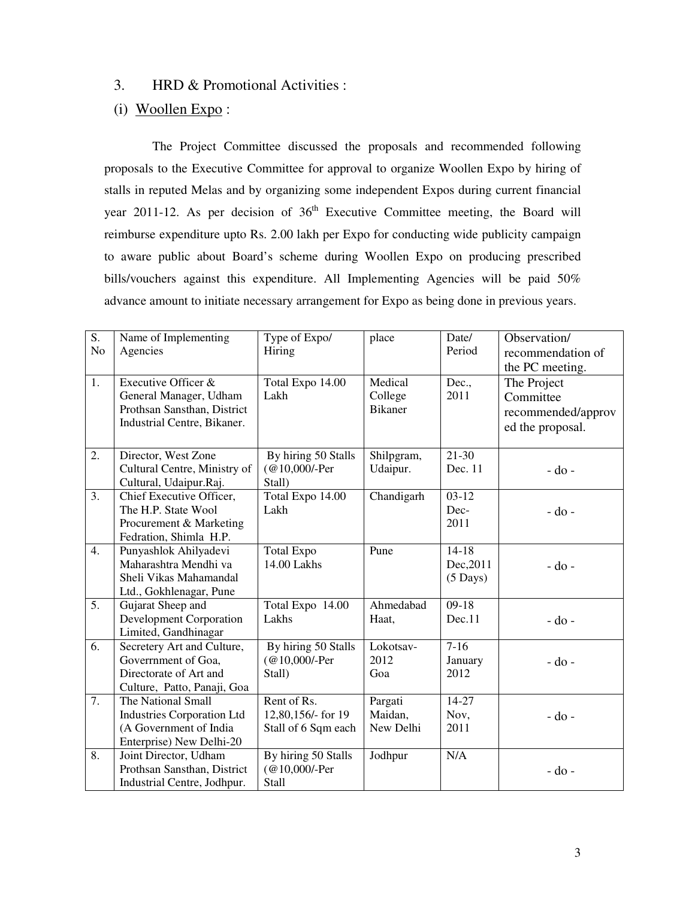3. HRD & Promotional Activities :

(i) Woollen Expo :

The Project Committee discussed the proposals and recommended following proposals to the Executive Committee for approval to organize Woollen Expo by hiring of stalls in reputed Melas and by organizing some independent Expos during current financial year 2011-12. As per decision of 36th Executive Committee meeting, the Board will reimburse expenditure upto Rs. 2.00 lakh per Expo for conducting wide publicity campaign to aware public about Board's scheme during Woollen Expo on producing prescribed bills/vouchers against this expenditure. All Implementing Agencies will be paid 50% advance amount to initiate necessary arrangement for Expo as being done in previous years.

| S. No | Name of Implementing Agencies | Type of Expo/ Hiring | place | Date/ Period | Observation/ recommendation of the PC meeting. |
|---|---|---|---|---|---|
| 1. | Executive Officer & General Manager, Udham Prothsan Sansthan, District Industrial Centre, Bikaner. | Total Expo 14.00 Lakh | Medical College Bikaner | Dec., 2011 | The Project Committee recommended/approved the proposal. |
| 2. | Director, West Zone Cultural Centre, Ministry of Cultural, Udaipur.Raj. | By hiring 50 Stalls (@10,000/-Per Stall) | Shilpgram, Udaipur. | 21-30 Dec. 11 | - do - |
| 3. | Chief Executive Officer, The H.P. State Wool Procurement & Marketing Fedration, Shimla H.P. | Total Expo 14.00 Lakh | Chandigarh | 03-12 Dec-2011 | - do - |
| 4. | Punyashlok Ahilyadevi Maharashtra Mendhi va Sheli Vikas Mahamandal Ltd., Gokhlenagar, Pune | Total Expo 14.00 Lakhs | Pune | 14-18 Dec,2011 (5 Days) | - do - |
| 5. | Gujarat Sheep and Development Corporation Limited, Gandhinagar | Total Expo 14.00 Lakhs | Ahmedabad Haat, | 09-18 Dec.11 | - do - |
| 6. | Secretery Art and Culture, Goverrnment of Goa, Directorate of Art and Culture, Patto, Panaji, Goa | By hiring 50 Stalls (@10,000/-Per Stall) | Lokotsav-2012 Goa | 7-16 January 2012 | - do - |
| 7. | The National Small Industries Corporation Ltd (A Government of India Enterprise) New Delhi-20 | Rent of Rs. 12,80,156/- for 19 Stall of 6 Sqm each | Pargati Maidan, New Delhi | 14-27 Nov, 2011 | - do - |
| 8. | Joint Director, Udham Prothsan Sansthan, District Industrial Centre, Jodhpur. | By hiring 50 Stalls (@10,000/-Per Stall | Jodhpur | N/A | - do - |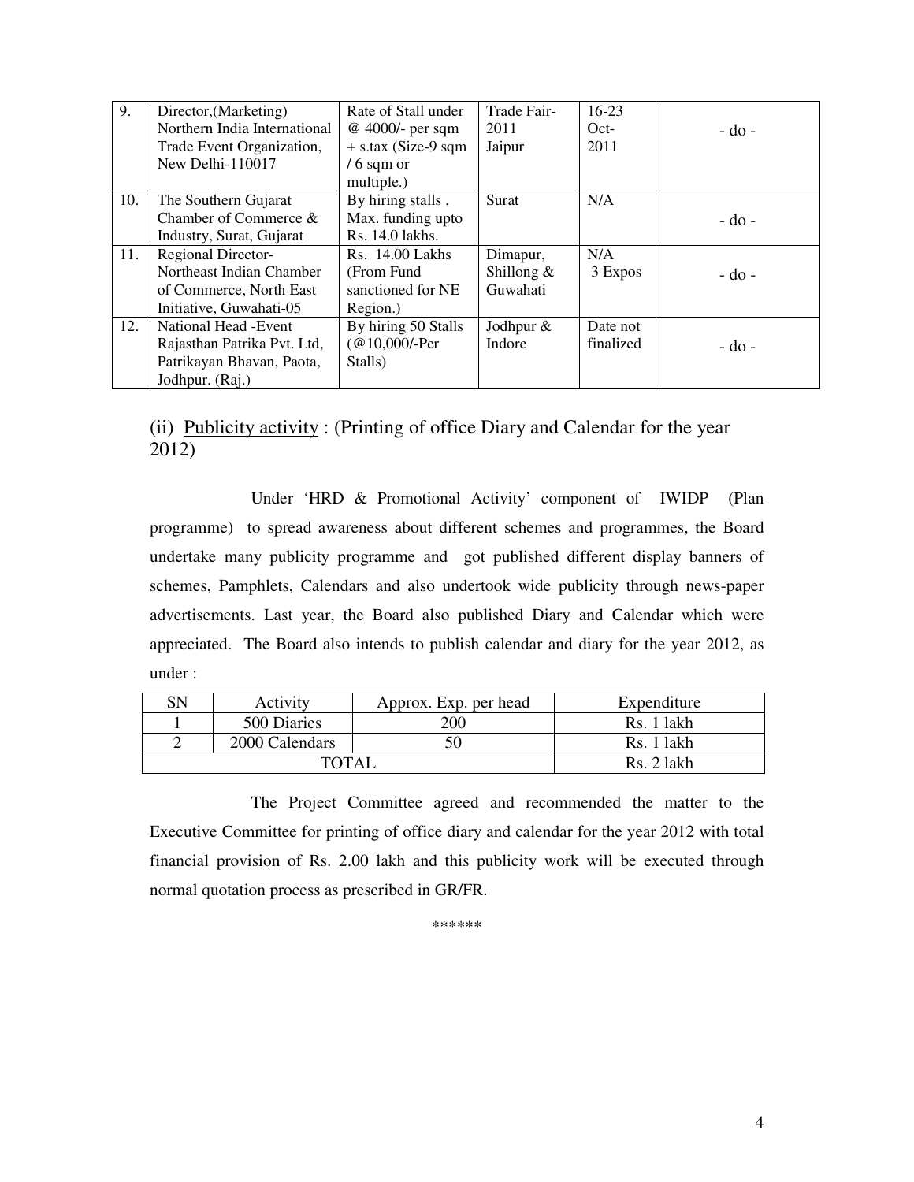| | | | | | |
|---|---|---|---|---|---|
| 9. | Director,(Marketing) Northern India International Trade Event Organization, New Delhi-110017 | Rate of Stall under @ 4000/- per sqm + s.tax (Size-9 sqm / 6 sqm or multiple.) | Trade Fair-2011 Jaipur | 16-23 Oct-2011 | - do - |
| 10. | The Southern Gujarat Chamber of Commerce & Industry, Surat, Gujarat | By hiring stalls . Max. funding upto Rs. 14.0 lakhs. | Surat | N/A | - do - |
| 11. | Regional Director-Northeast Indian Chamber of Commerce, North East Initiative, Guwahati-05 | Rs. 14.00 Lakhs (From Fund sanctioned for NE Region.) | Dimapur, Shillong & Guwahati | N/A 3 Expos | - do - |
| 12. | National Head -Event Rajasthan Patrika Pvt. Ltd, Patrikayan Bhavan, Paota, Jodhpur. (Raj.) | By hiring 50 Stalls (@10,000/-Per Stalls) | Jodhpur & Indore | Date not finalized | - do - |

(ii) Publicity activity : (Printing of office Diary and Calendar for the year 2012)

Under 'HRD & Promotional Activity' component of IWIDP (Plan programme) to spread awareness about different schemes and programmes, the Board undertake many publicity programme and got published different display banners of schemes, Pamphlets, Calendars and also undertook wide publicity through news-paper advertisements. Last year, the Board also published Diary and Calendar which were appreciated. The Board also intends to publish calendar and diary for the year 2012, as under :

| SN | Activity | Approx. Exp. per head | Expenditure |
|---|---|---|---|
| 1 | 500 Diaries | 200 | Rs. 1 lakh |
| 2 | 2000 Calendars | 50 | Rs. 1 lakh |
| TOTAL | | | Rs. 2 lakh |

The Project Committee agreed and recommended the matter to the Executive Committee for printing of office diary and calendar for the year 2012 with total financial provision of Rs. 2.00 lakh and this publicity work will be executed through normal quotation process as prescribed in GR/FR.

******